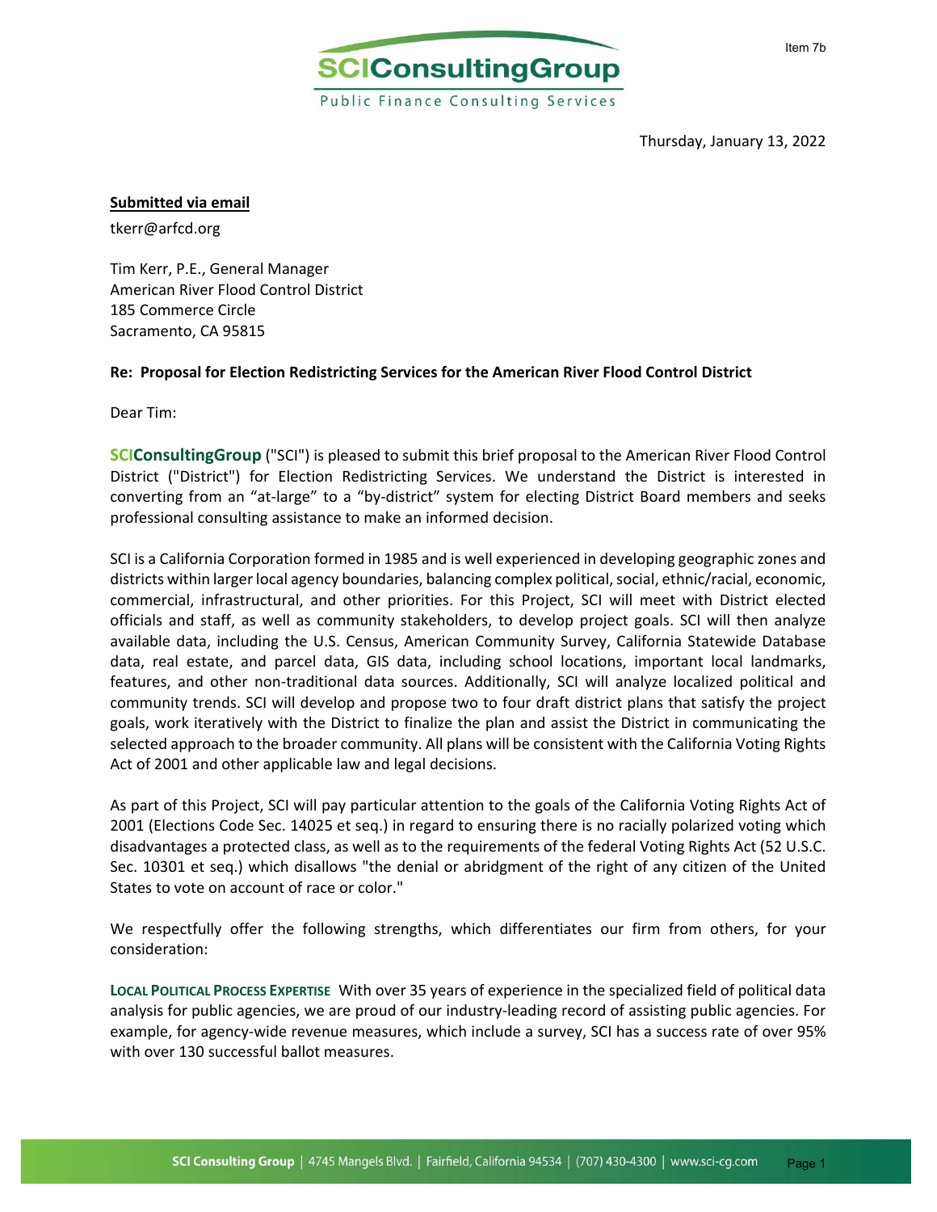Thursday, January 13, 2022

**Submitted via email**

tkerr@arfcd.org

Tim Kerr, P.E., General Manager
American River Flood Control District
185 Commerce Circle
Sacramento, CA 95815

**Re: Proposal for Election Redistricting Services for the American River Flood Control District**

Dear Tim:

**SCIConsultingGroup** ("SCI") is pleased to submit this brief proposal to the American River Flood Control District ("District") for Election Redistricting Services. We understand the District is interested in converting from an "at-large" to a "by-district" system for electing District Board members and seeks professional consulting assistance to make an informed decision.

SCI is a California Corporation formed in 1985 and is well experienced in developing geographic zones and districts within larger local agency boundaries, balancing complex political, social, ethnic/racial, economic, commercial, infrastructural, and other priorities. For this Project, SCI will meet with District elected officials and staff, as well as community stakeholders, to develop project goals. SCI will then analyze available data, including the U.S. Census, American Community Survey, California Statewide Database data, real estate, and parcel data, GIS data, including school locations, important local landmarks, features, and other non-traditional data sources. Additionally, SCI will analyze localized political and community trends. SCI will develop and propose two to four draft district plans that satisfy the project goals, work iteratively with the District to finalize the plan and assist the District in communicating the selected approach to the broader community. All plans will be consistent with the California Voting Rights Act of 2001 and other applicable law and legal decisions.

As part of this Project, SCI will pay particular attention to the goals of the California Voting Rights Act of 2001 (Elections Code Sec. 14025 et seq.) in regard to ensuring there is no racially polarized voting which disadvantages a protected class, as well as to the requirements of the federal Voting Rights Act (52 U.S.C. Sec. 10301 et seq.) which disallows "the denial or abridgment of the right of any citizen of the United States to vote on account of race or color."

We respectfully offer the following strengths, which differentiates our firm from others, for your consideration:

**LOCAL POLITICAL PROCESS EXPERTISE** With over 35 years of experience in the specialized field of political data analysis for public agencies, we are proud of our industry-leading record of assisting public agencies. For example, for agency-wide revenue measures, which include a survey, SCI has a success rate of over 95% with over 130 successful ballot measures.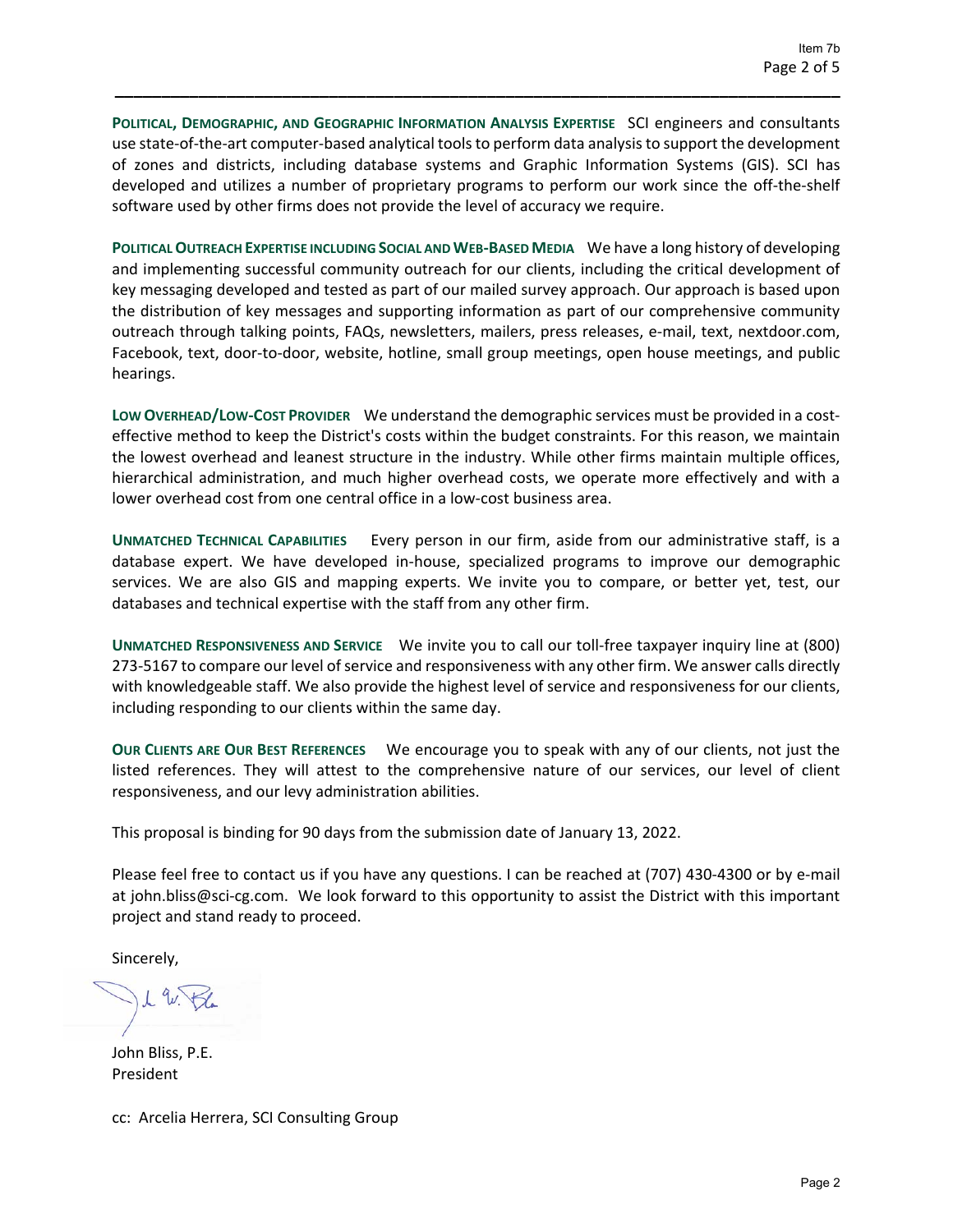**POLITICAL, DEMOGRAPHIC, AND GEOGRAPHIC INFORMATION ANALYSIS EXPERTISE** SCI engineers and consultants use state-of-the-art computer-based analytical tools to perform data analysis to support the development of zones and districts, including database systems and Graphic Information Systems (GIS). SCI has developed and utilizes a number of proprietary programs to perform our work since the off-the-shelf software used by other firms does not provide the level of accuracy we require.

**POLITICAL OUTREACH EXPERTISE INCLUDING SOCIAL AND WEB-BASED MEDIA** We have a long history of developing and implementing successful community outreach for our clients, including the critical development of key messaging developed and tested as part of our mailed survey approach. Our approach is based upon the distribution of key messages and supporting information as part of our comprehensive community outreach through talking points, FAQs, newsletters, mailers, press releases, e-mail, text, nextdoor.com, Facebook, text, door-to-door, website, hotline, small group meetings, open house meetings, and public hearings.

**LOW OVERHEAD/LOW-COST PROVIDER** We understand the demographic services must be provided in a cost-effective method to keep the District's costs within the budget constraints. For this reason, we maintain the lowest overhead and leanest structure in the industry. While other firms maintain multiple offices, hierarchical administration, and much higher overhead costs, we operate more effectively and with a lower overhead cost from one central office in a low-cost business area.

**UNMATCHED TECHNICAL CAPABILITIES** Every person in our firm, aside from our administrative staff, is a database expert. We have developed in-house, specialized programs to improve our demographic services. We are also GIS and mapping experts. We invite you to compare, or better yet, test, our databases and technical expertise with the staff from any other firm.

**UNMATCHED RESPONSIVENESS AND SERVICE** We invite you to call our toll-free taxpayer inquiry line at (800) 273-5167 to compare our level of service and responsiveness with any other firm. We answer calls directly with knowledgeable staff. We also provide the highest level of service and responsiveness for our clients, including responding to our clients within the same day.

**OUR CLIENTS ARE OUR BEST REFERENCES** We encourage you to speak with any of our clients, not just the listed references. They will attest to the comprehensive nature of our services, our level of client responsiveness, and our levy administration abilities.

This proposal is binding for 90 days from the submission date of January 13, 2022.

Please feel free to contact us if you have any questions. I can be reached at (707) 430-4300 or by e-mail at john.bliss@sci-cg.com. We look forward to this opportunity to assist the District with this important project and stand ready to proceed.

Sincerely,

John Bliss, P.E.
President

cc: Arcelia Herrera, SCI Consulting Group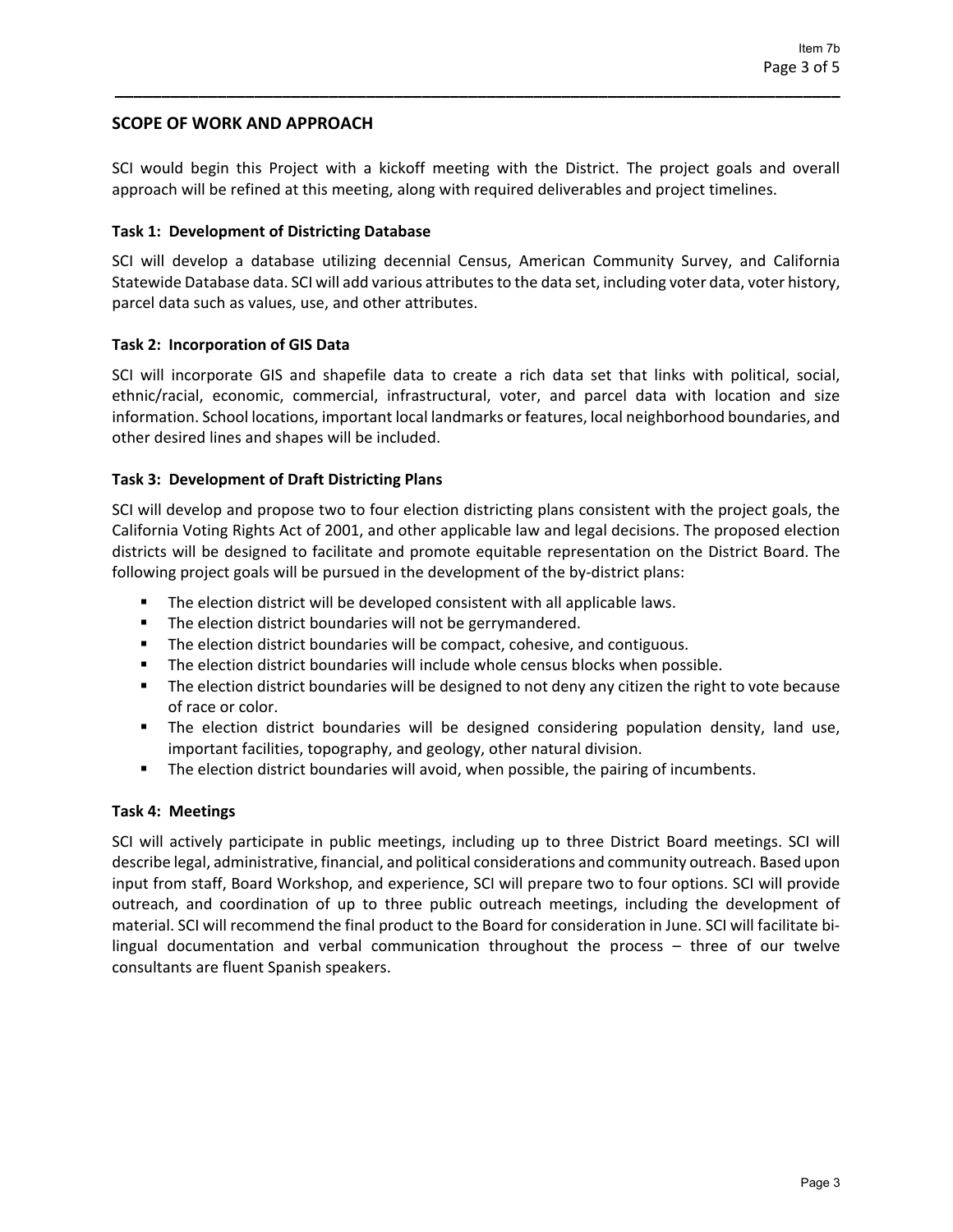## SCOPE OF WORK AND APPROACH

SCI would begin this Project with a kickoff meeting with the District. The project goals and overall approach will be refined at this meeting, along with required deliverables and project timelines.

### Task 1: Development of Districting Database

SCI will develop a database utilizing decennial Census, American Community Survey, and California Statewide Database data. SCI will add various attributes to the data set, including voter data, voter history, parcel data such as values, use, and other attributes.

### Task 2: Incorporation of GIS Data

SCI will incorporate GIS and shapefile data to create a rich data set that links with political, social, ethnic/racial, economic, commercial, infrastructural, voter, and parcel data with location and size information. School locations, important local landmarks or features, local neighborhood boundaries, and other desired lines and shapes will be included.

### Task 3: Development of Draft Districting Plans

SCI will develop and propose two to four election districting plans consistent with the project goals, the California Voting Rights Act of 2001, and other applicable law and legal decisions. The proposed election districts will be designed to facilitate and promote equitable representation on the District Board. The following project goals will be pursued in the development of the by-district plans:

- The election district will be developed consistent with all applicable laws.
- The election district boundaries will not be gerrymandered.
- The election district boundaries will be compact, cohesive, and contiguous.
- The election district boundaries will include whole census blocks when possible.
- The election district boundaries will be designed to not deny any citizen the right to vote because of race or color.
- The election district boundaries will be designed considering population density, land use, important facilities, topography, and geology, other natural division.
- The election district boundaries will avoid, when possible, the pairing of incumbents.

### Task 4: Meetings

SCI will actively participate in public meetings, including up to three District Board meetings. SCI will describe legal, administrative, financial, and political considerations and community outreach. Based upon input from staff, Board Workshop, and experience, SCI will prepare two to four options. SCI will provide outreach, and coordination of up to three public outreach meetings, including the development of material. SCI will recommend the final product to the Board for consideration in June. SCI will facilitate bi-lingual documentation and verbal communication throughout the process – three of our twelve consultants are fluent Spanish speakers.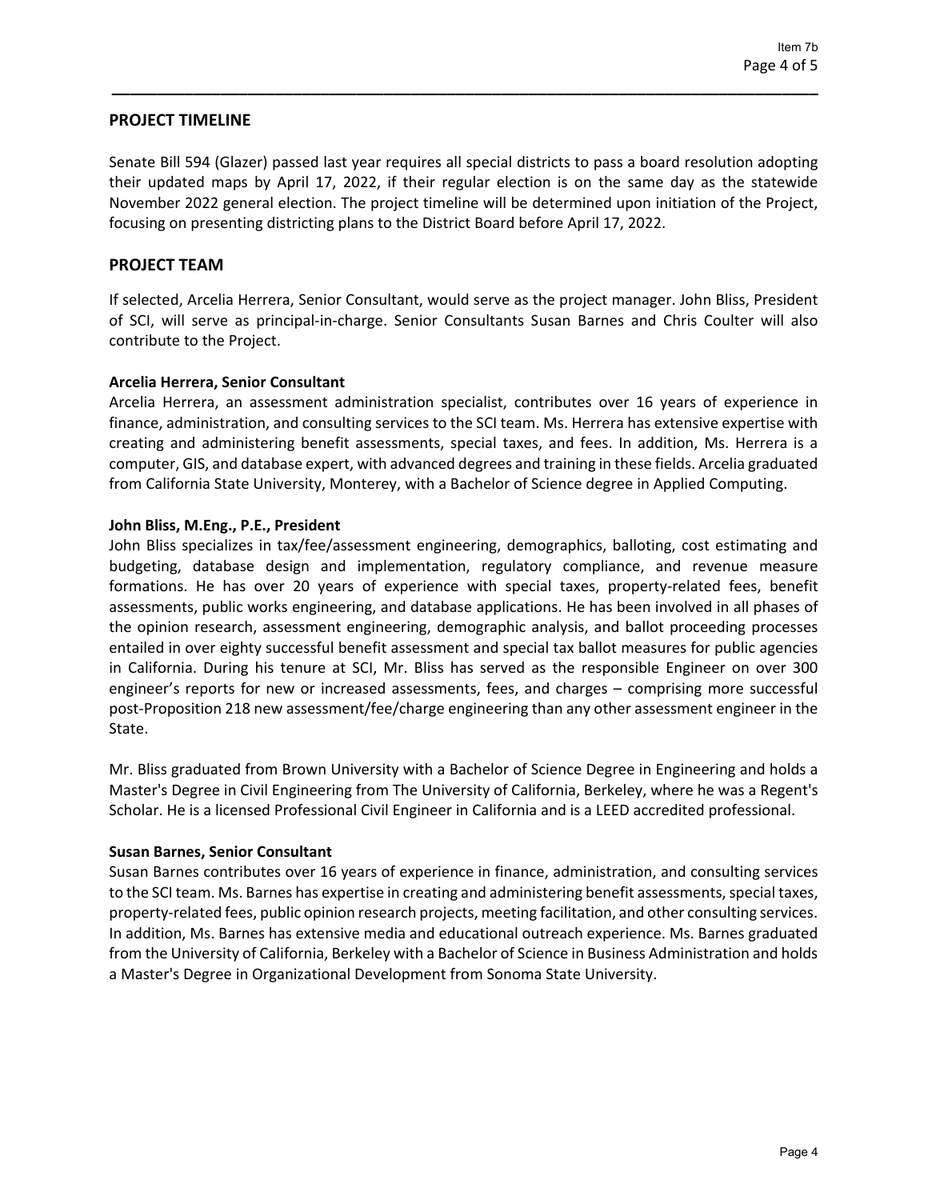## PROJECT TIMELINE

Senate Bill 594 (Glazer) passed last year requires all special districts to pass a board resolution adopting their updated maps by April 17, 2022, if their regular election is on the same day as the statewide November 2022 general election. The project timeline will be determined upon initiation of the Project, focusing on presenting districting plans to the District Board before April 17, 2022.

## PROJECT TEAM

If selected, Arcelia Herrera, Senior Consultant, would serve as the project manager. John Bliss, President of SCI, will serve as principal-in-charge. Senior Consultants Susan Barnes and Chris Coulter will also contribute to the Project.

**Arcelia Herrera, Senior Consultant**
Arcelia Herrera, an assessment administration specialist, contributes over 16 years of experience in finance, administration, and consulting services to the SCI team. Ms. Herrera has extensive expertise with creating and administering benefit assessments, special taxes, and fees. In addition, Ms. Herrera is a computer, GIS, and database expert, with advanced degrees and training in these fields. Arcelia graduated from California State University, Monterey, with a Bachelor of Science degree in Applied Computing.

**John Bliss, M.Eng., P.E., President**
John Bliss specializes in tax/fee/assessment engineering, demographics, balloting, cost estimating and budgeting, database design and implementation, regulatory compliance, and revenue measure formations. He has over 20 years of experience with special taxes, property-related fees, benefit assessments, public works engineering, and database applications. He has been involved in all phases of the opinion research, assessment engineering, demographic analysis, and ballot proceeding processes entailed in over eighty successful benefit assessment and special tax ballot measures for public agencies in California. During his tenure at SCI, Mr. Bliss has served as the responsible Engineer on over 300 engineer's reports for new or increased assessments, fees, and charges – comprising more successful post-Proposition 218 new assessment/fee/charge engineering than any other assessment engineer in the State.

Mr. Bliss graduated from Brown University with a Bachelor of Science Degree in Engineering and holds a Master's Degree in Civil Engineering from The University of California, Berkeley, where he was a Regent's Scholar. He is a licensed Professional Civil Engineer in California and is a LEED accredited professional.

**Susan Barnes, Senior Consultant**
Susan Barnes contributes over 16 years of experience in finance, administration, and consulting services to the SCI team. Ms. Barnes has expertise in creating and administering benefit assessments, special taxes, property-related fees, public opinion research projects, meeting facilitation, and other consulting services. In addition, Ms. Barnes has extensive media and educational outreach experience. Ms. Barnes graduated from the University of California, Berkeley with a Bachelor of Science in Business Administration and holds a Master's Degree in Organizational Development from Sonoma State University.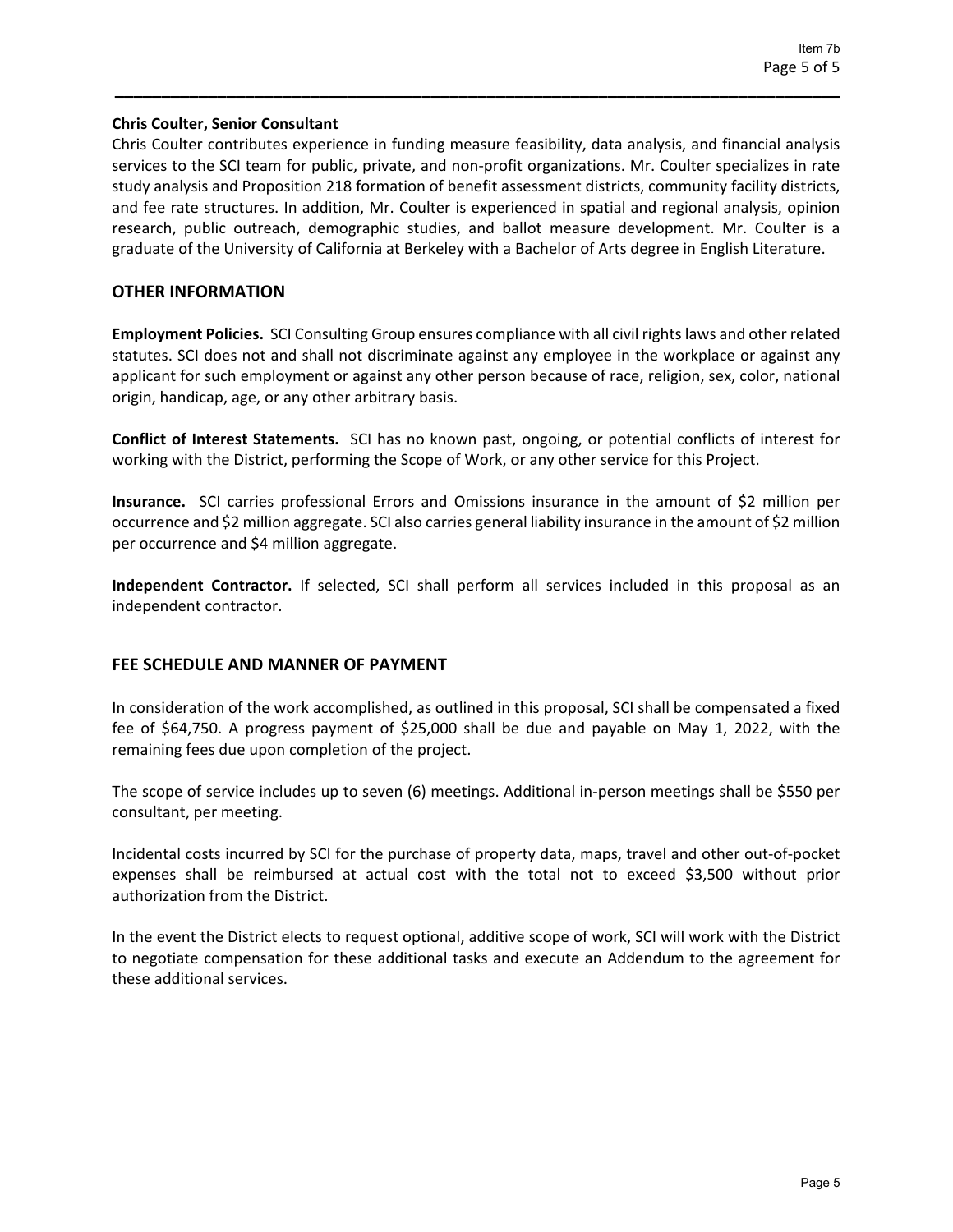**Chris Coulter, Senior Consultant**

Chris Coulter contributes experience in funding measure feasibility, data analysis, and financial analysis services to the SCI team for public, private, and non-profit organizations. Mr. Coulter specializes in rate study analysis and Proposition 218 formation of benefit assessment districts, community facility districts, and fee rate structures. In addition, Mr. Coulter is experienced in spatial and regional analysis, opinion research, public outreach, demographic studies, and ballot measure development. Mr. Coulter is a graduate of the University of California at Berkeley with a Bachelor of Arts degree in English Literature.

## OTHER INFORMATION

**Employment Policies.** SCI Consulting Group ensures compliance with all civil rights laws and other related statutes. SCI does not and shall not discriminate against any employee in the workplace or against any applicant for such employment or against any other person because of race, religion, sex, color, national origin, handicap, age, or any other arbitrary basis.

**Conflict of Interest Statements.** SCI has no known past, ongoing, or potential conflicts of interest for working with the District, performing the Scope of Work, or any other service for this Project.

**Insurance.** SCI carries professional Errors and Omissions insurance in the amount of $2 million per occurrence and $2 million aggregate. SCI also carries general liability insurance in the amount of $2 million per occurrence and $4 million aggregate.

**Independent Contractor.** If selected, SCI shall perform all services included in this proposal as an independent contractor.

## FEE SCHEDULE AND MANNER OF PAYMENT

In consideration of the work accomplished, as outlined in this proposal, SCI shall be compensated a fixed fee of $64,750. A progress payment of $25,000 shall be due and payable on May 1, 2022, with the remaining fees due upon completion of the project.

The scope of service includes up to seven (6) meetings. Additional in-person meetings shall be $550 per consultant, per meeting.

Incidental costs incurred by SCI for the purchase of property data, maps, travel and other out-of-pocket expenses shall be reimbursed at actual cost with the total not to exceed $3,500 without prior authorization from the District.

In the event the District elects to request optional, additive scope of work, SCI will work with the District to negotiate compensation for these additional tasks and execute an Addendum to the agreement for these additional services.